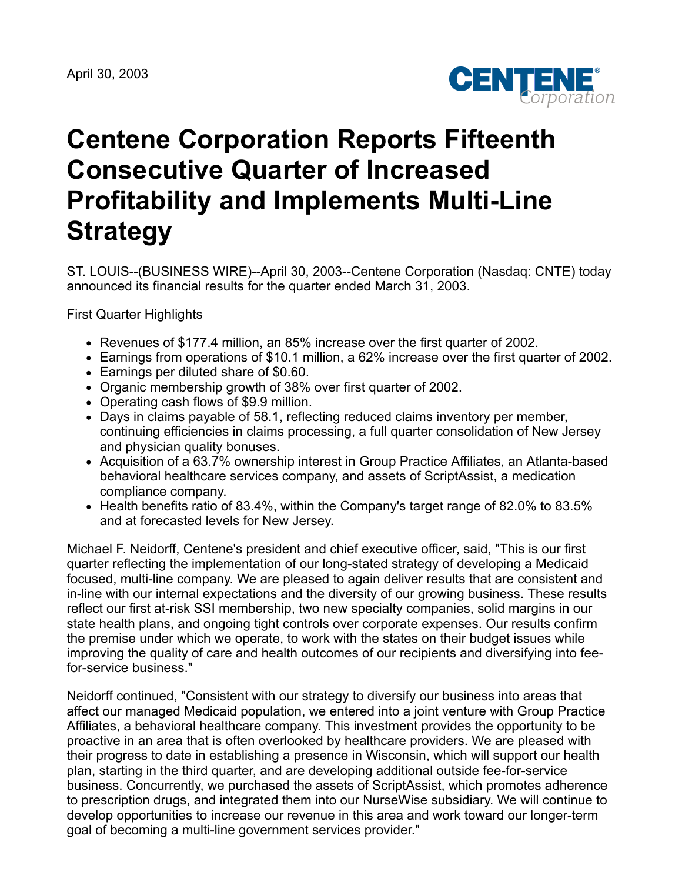April 30, 2003

CENTENE Corporation

# Centene Corporation Reports Fifteenth Consecutive Quarter of Increased Profitability and Implements Multi-Line Strategy

ST. LOUIS--(BUSINESS WIRE)--April 30, 2003--Centene Corporation (Nasdaq: CNTE) today announced its financial results for the quarter ended March 31, 2003.

First Quarter Highlights

- Revenues of $177.4 million, an 85% increase over the first quarter of 2002.
- Earnings from operations of $10.1 million, a 62% increase over the first quarter of 2002.
- Earnings per diluted share of $0.60.
- Organic membership growth of 38% over first quarter of 2002.
- Operating cash flows of $9.9 million.
- Days in claims payable of 58.1, reflecting reduced claims inventory per member, continuing efficiencies in claims processing, a full quarter consolidation of New Jersey and physician quality bonuses.
- Acquisition of a 63.7% ownership interest in Group Practice Affiliates, an Atlanta-based behavioral healthcare services company, and assets of ScriptAssist, a medication compliance company.
- Health benefits ratio of 83.4%, within the Company's target range of 82.0% to 83.5% and at forecasted levels for New Jersey.

Michael F. Neidorff, Centene's president and chief executive officer, said, "This is our first quarter reflecting the implementation of our long-stated strategy of developing a Medicaid focused, multi-line company. We are pleased to again deliver results that are consistent and in-line with our internal expectations and the diversity of our growing business. These results reflect our first at-risk SSI membership, two new specialty companies, solid margins in our state health plans, and ongoing tight controls over corporate expenses. Our results confirm the premise under which we operate, to work with the states on their budget issues while improving the quality of care and health outcomes of our recipients and diversifying into fee-for-service business."

Neidorff continued, "Consistent with our strategy to diversify our business into areas that affect our managed Medicaid population, we entered into a joint venture with Group Practice Affiliates, a behavioral healthcare company. This investment provides the opportunity to be proactive in an area that is often overlooked by healthcare providers. We are pleased with their progress to date in establishing a presence in Wisconsin, which will support our health plan, starting in the third quarter, and are developing additional outside fee-for-service business. Concurrently, we purchased the assets of ScriptAssist, which promotes adherence to prescription drugs, and integrated them into our NurseWise subsidiary. We will continue to develop opportunities to increase our revenue in this area and work toward our longer-term goal of becoming a multi-line government services provider."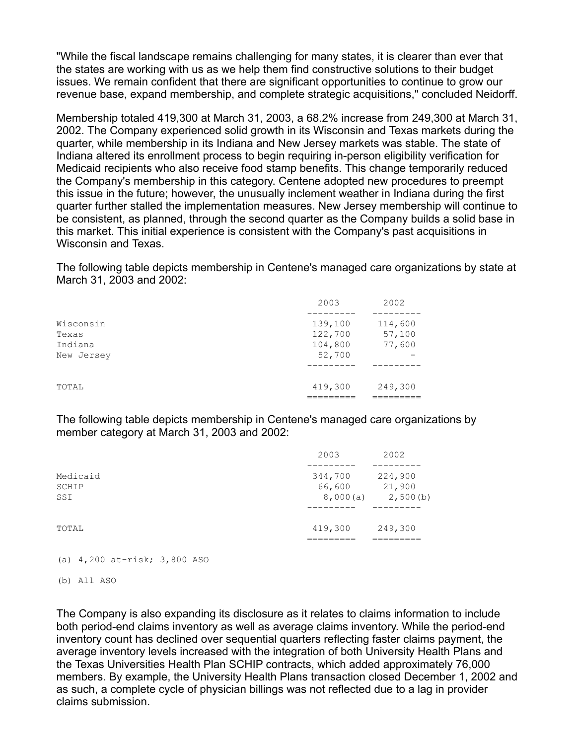"While the fiscal landscape remains challenging for many states, it is clearer than ever that the states are working with us as we help them find constructive solutions to their budget issues. We remain confident that there are significant opportunities to continue to grow our revenue base, expand membership, and complete strategic acquisitions," concluded Neidorff.

Membership totaled 419,300 at March 31, 2003, a 68.2% increase from 249,300 at March 31, 2002. The Company experienced solid growth in its Wisconsin and Texas markets during the quarter, while membership in its Indiana and New Jersey markets was stable. The state of Indiana altered its enrollment process to begin requiring in-person eligibility verification for Medicaid recipients who also receive food stamp benefits. This change temporarily reduced the Company's membership in this category. Centene adopted new procedures to preempt this issue in the future; however, the unusually inclement weather in Indiana during the first quarter further stalled the implementation measures. New Jersey membership will continue to be consistent, as planned, through the second quarter as the Company builds a solid base in this market. This initial experience is consistent with the Company's past acquisitions in Wisconsin and Texas.

The following table depicts membership in Centene's managed care organizations by state at March 31, 2003 and 2002:

| | 2003 | 2002 |
|---|---|---|
| Wisconsin | 139,100 | 114,600 |
| Texas | 122,700 | 57,100 |
| Indiana | 104,800 | 77,600 |
| New Jersey | 52,700 | - |
| TOTAL | 419,300 | 249,300 |

The following table depicts membership in Centene's managed care organizations by member category at March 31, 2003 and 2002:

| | 2003 | 2002 |
|---|---|---|
| Medicaid | 344,700 | 224,900 |
| SCHIP | 66,600 | 21,900 |
| SSI | 8,000(a) | 2,500(b) |
| TOTAL | 419,300 | 249,300 |

(a) 4,200 at-risk; 3,800 ASO

(b) All ASO

The Company is also expanding its disclosure as it relates to claims information to include both period-end claims inventory as well as average claims inventory. While the period-end inventory count has declined over sequential quarters reflecting faster claims payment, the average inventory levels increased with the integration of both University Health Plans and the Texas Universities Health Plan SCHIP contracts, which added approximately 76,000 members. By example, the University Health Plans transaction closed December 1, 2002 and as such, a complete cycle of physician billings was not reflected due to a lag in provider claims submission.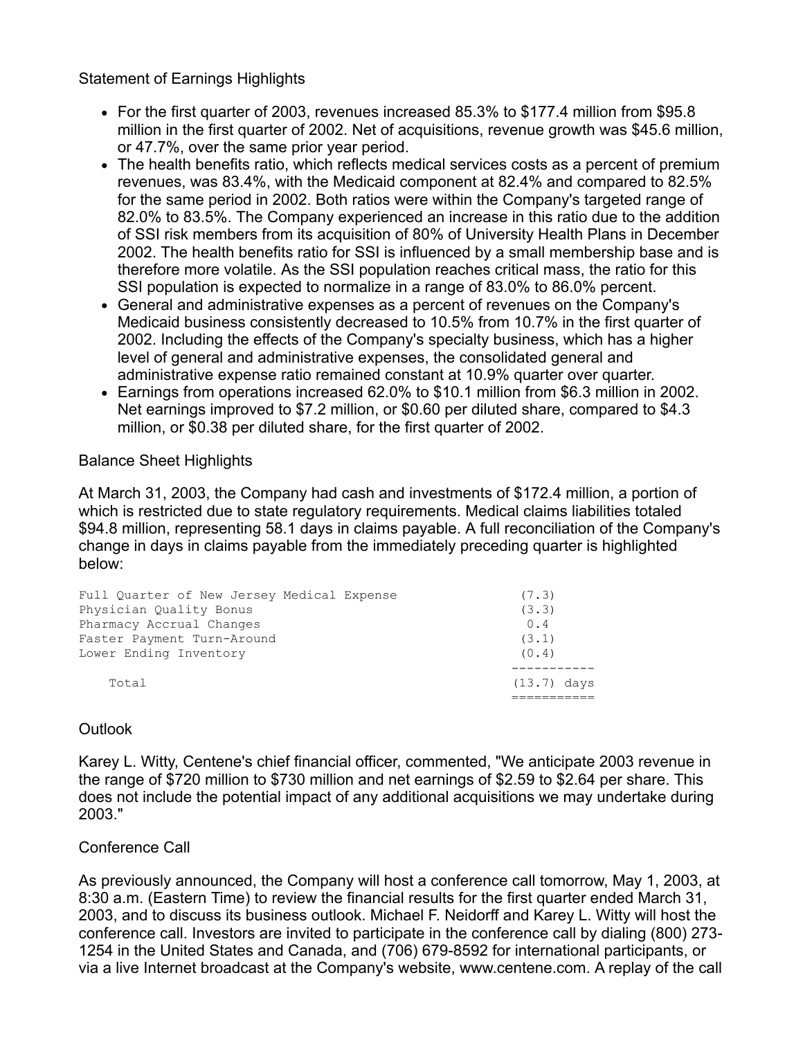Statement of Earnings Highlights

- For the first quarter of 2003, revenues increased 85.3% to $177.4 million from $95.8 million in the first quarter of 2002. Net of acquisitions, revenue growth was $45.6 million, or 47.7%, over the same prior year period.
- The health benefits ratio, which reflects medical services costs as a percent of premium revenues, was 83.4%, with the Medicaid component at 82.4% and compared to 82.5% for the same period in 2002. Both ratios were within the Company's targeted range of 82.0% to 83.5%. The Company experienced an increase in this ratio due to the addition of SSI risk members from its acquisition of 80% of University Health Plans in December 2002. The health benefits ratio for SSI is influenced by a small membership base and is therefore more volatile. As the SSI population reaches critical mass, the ratio for this SSI population is expected to normalize in a range of 83.0% to 86.0% percent.
- General and administrative expenses as a percent of revenues on the Company's Medicaid business consistently decreased to 10.5% from 10.7% in the first quarter of 2002. Including the effects of the Company's specialty business, which has a higher level of general and administrative expenses, the consolidated general and administrative expense ratio remained constant at 10.9% quarter over quarter.
- Earnings from operations increased 62.0% to $10.1 million from $6.3 million in 2002. Net earnings improved to $7.2 million, or $0.60 per diluted share, compared to $4.3 million, or $0.38 per diluted share, for the first quarter of 2002.

Balance Sheet Highlights

At March 31, 2003, the Company had cash and investments of $172.4 million, a portion of which is restricted due to state regulatory requirements. Medical claims liabilities totaled $94.8 million, representing 58.1 days in claims payable. A full reconciliation of the Company's change in days in claims payable from the immediately preceding quarter is highlighted below:

| | |
|---|---|
| Full Quarter of New Jersey Medical Expense | (7.3) |
| Physician Quality Bonus | (3.3) |
| Pharmacy Accrual Changes | 0.4 |
| Faster Payment Turn-Around | (3.1) |
| Lower Ending Inventory | (0.4) |
| Total | (13.7) days |

Outlook

Karey L. Witty, Centene's chief financial officer, commented, "We anticipate 2003 revenue in the range of $720 million to $730 million and net earnings of $2.59 to $2.64 per share. This does not include the potential impact of any additional acquisitions we may undertake during 2003."

Conference Call

As previously announced, the Company will host a conference call tomorrow, May 1, 2003, at 8:30 a.m. (Eastern Time) to review the financial results for the first quarter ended March 31, 2003, and to discuss its business outlook. Michael F. Neidorff and Karey L. Witty will host the conference call. Investors are invited to participate in the conference call by dialing (800) 273-1254 in the United States and Canada, and (706) 679-8592 for international participants, or via a live Internet broadcast at the Company's website, www.centene.com. A replay of the call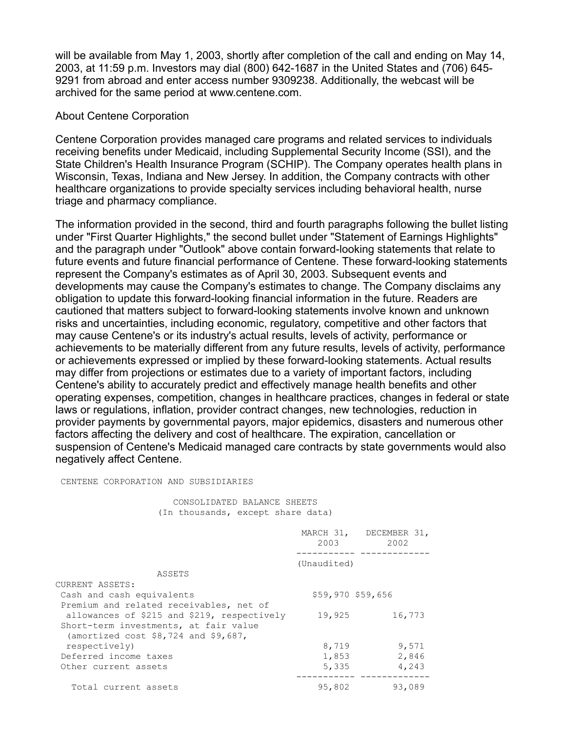will be available from May 1, 2003, shortly after completion of the call and ending on May 14, 2003, at 11:59 p.m. Investors may dial (800) 642-1687 in the United States and (706) 645-9291 from abroad and enter access number 9309238. Additionally, the webcast will be archived for the same period at www.centene.com.

About Centene Corporation

Centene Corporation provides managed care programs and related services to individuals receiving benefits under Medicaid, including Supplemental Security Income (SSI), and the State Children's Health Insurance Program (SCHIP). The Company operates health plans in Wisconsin, Texas, Indiana and New Jersey. In addition, the Company contracts with other healthcare organizations to provide specialty services including behavioral health, nurse triage and pharmacy compliance.

The information provided in the second, third and fourth paragraphs following the bullet listing under "First Quarter Highlights," the second bullet under "Statement of Earnings Highlights" and the paragraph under "Outlook" above contain forward-looking statements that relate to future events and future financial performance of Centene. These forward-looking statements represent the Company's estimates as of April 30, 2003. Subsequent events and developments may cause the Company's estimates to change. The Company disclaims any obligation to update this forward-looking financial information in the future. Readers are cautioned that matters subject to forward-looking statements involve known and unknown risks and uncertainties, including economic, regulatory, competitive and other factors that may cause Centene's or its industry's actual results, levels of activity, performance or achievements to be materially different from any future results, levels of activity, performance or achievements expressed or implied by these forward-looking statements. Actual results may differ from projections or estimates due to a variety of important factors, including Centene's ability to accurately predict and effectively manage health benefits and other operating expenses, competition, changes in healthcare practices, changes in federal or state laws or regulations, inflation, provider contract changes, new technologies, reduction in provider payments by governmental payors, major epidemics, disasters and numerous other factors affecting the delivery and cost of healthcare. The expiration, cancellation or suspension of Centene's Medicaid managed care contracts by state governments would also negatively affect Centene.

CENTENE CORPORATION AND SUBSIDIARIES

CONSOLIDATED BALANCE SHEETS
(In thousands, except share data)

| | MARCH 31, 2003 | DECEMBER 31, 2002 |
|---|---|---|
| | (Unaudited) | |
| ASSETS | | |
| CURRENT ASSETS: | | |
| Cash and cash equivalents | $59,970 | $59,656 |
| Premium and related receivables, net of allowances of $215 and $219, respectively | 19,925 | 16,773 |
| Short-term investments, at fair value (amortized cost $8,724 and $9,687, respectively) | 8,719 | 9,571 |
| Deferred income taxes | 1,853 | 2,846 |
| Other current assets | 5,335 | 4,243 |
| Total current assets | 95,802 | 93,089 |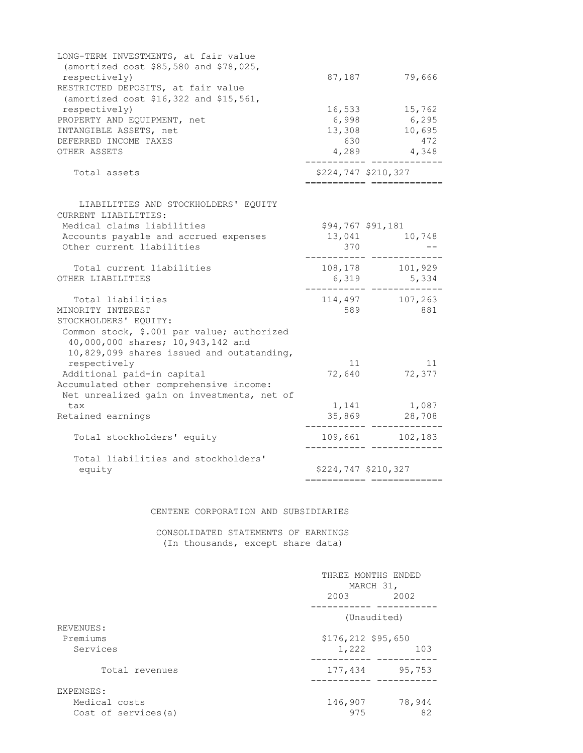| | | |
|---|---|---|
| LONG-TERM INVESTMENTS, at fair value (amortized cost $85,580 and $78,025, respectively) | 87,187 | 79,666 |
| RESTRICTED DEPOSITS, at fair value (amortized cost $16,322 and $15,561, respectively) | 16,533 | 15,762 |
| PROPERTY AND EQUIPMENT, net | 6,998 | 6,295 |
| INTANGIBLE ASSETS, net | 13,308 | 10,695 |
| DEFERRED INCOME TAXES | 630 | 472 |
| OTHER ASSETS | 4,289 | 4,348 |
| Total assets | $224,747 | $210,327 |
| **LIABILITIES AND STOCKHOLDERS' EQUITY** | | |
| CURRENT LIABILITIES: | | |
| Medical claims liabilities | $94,767 | $91,181 |
| Accounts payable and accrued expenses | 13,041 | 10,748 |
| Other current liabilities | 370 | -- |
| Total current liabilities | 108,178 | 101,929 |
| OTHER LIABILITIES | 6,319 | 5,334 |
| Total liabilities | 114,497 | 107,263 |
| MINORITY INTEREST | 589 | 881 |
| STOCKHOLDERS' EQUITY: | | |
| Common stock, $.001 par value; authorized 40,000,000 shares; 10,943,142 and 10,829,099 shares issued and outstanding, respectively | 11 | 11 |
| Additional paid-in capital | 72,640 | 72,377 |
| Accumulated other comprehensive income: | | |
| Net unrealized gain on investments, net of tax | 1,141 | 1,087 |
| Retained earnings | 35,869 | 28,708 |
| Total stockholders' equity | 109,661 | 102,183 |
| Total liabilities and stockholders' equity | $224,747 | $210,327 |

CENTENE CORPORATION AND SUBSIDIARIES

CONSOLIDATED STATEMENTS OF EARNINGS
(In thousands, except share data)

| | THREE MONTHS ENDED MARCH 31, | |
|---|---|---|
| | 2003 | 2002 |
| | (Unaudited) | |
| REVENUES: | | |
| Premiums | $176,212 | $95,650 |
| Services | 1,222 | 103 |
| Total revenues | 177,434 | 95,753 |
| EXPENSES: | | |
| Medical costs | 146,907 | 78,944 |
| Cost of services(a) | 975 | 82 |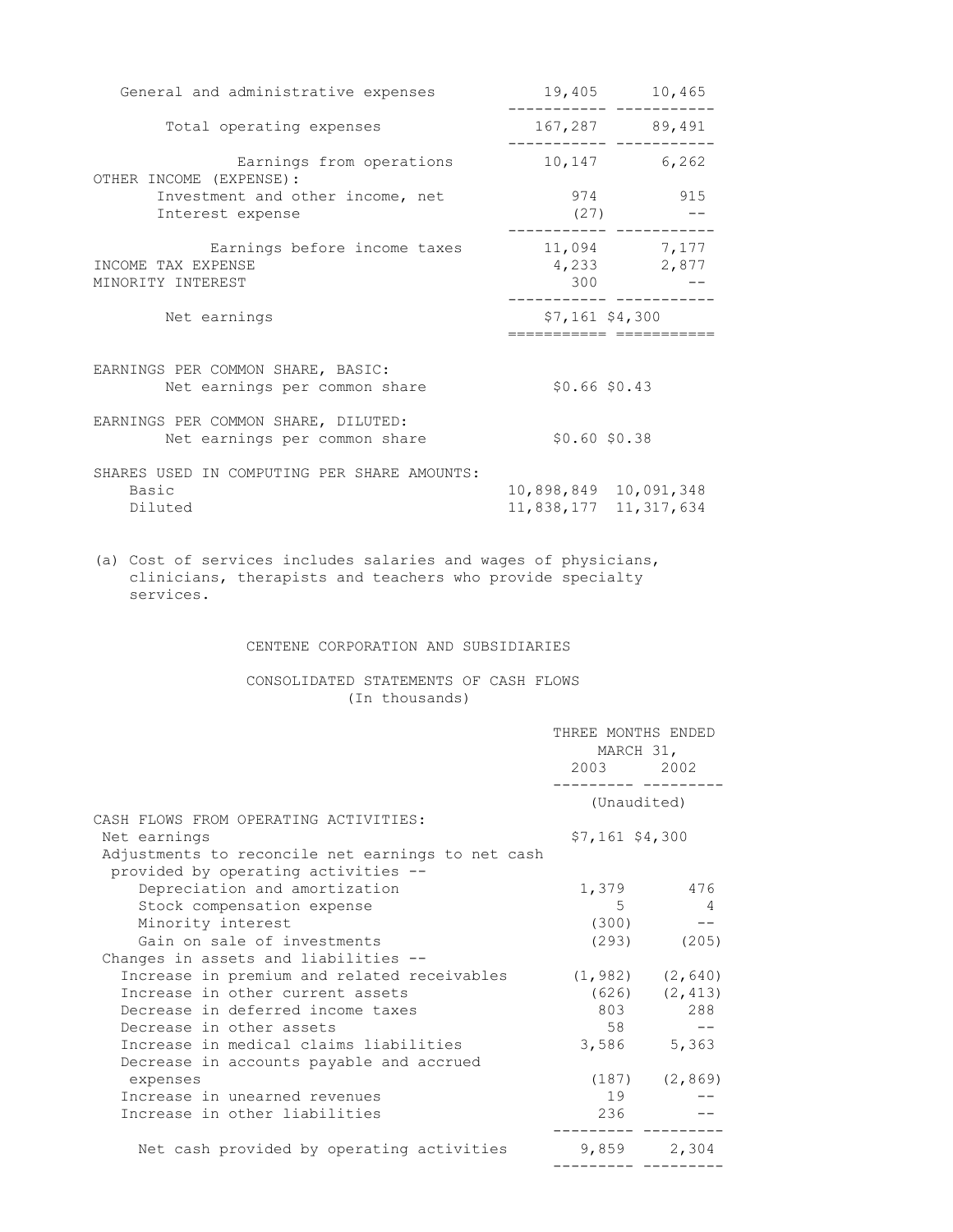| | | |
|---|---|---|
| General and administrative expenses | 19,405 | 10,465 |
| Total operating expenses | 167,287 | 89,491 |
| Earnings from operations | 10,147 | 6,262 |
| OTHER INCOME (EXPENSE): | | |
| Investment and other income, net | 974 | 915 |
| Interest expense | (27) | -- |
| Earnings before income taxes | 11,094 | 7,177 |
| INCOME TAX EXPENSE | 4,233 | 2,877 |
| MINORITY INTEREST | 300 | -- |
| Net earnings | $7,161 | $4,300 |
| EARNINGS PER COMMON SHARE, BASIC: | | |
| Net earnings per common share | $0.66 | $0.43 |
| EARNINGS PER COMMON SHARE, DILUTED: | | |
| Net earnings per common share | $0.60 | $0.38 |
| SHARES USED IN COMPUTING PER SHARE AMOUNTS: | | |
| Basic | 10,898,849 | 10,091,348 |
| Diluted | 11,838,177 | 11,317,634 |

(a) Cost of services includes salaries and wages of physicians, clinicians, therapists and teachers who provide specialty services.

## CENTENE CORPORATION AND SUBSIDIARIES

### CONSOLIDATED STATEMENTS OF CASH FLOWS
(In thousands)

| | THREE MONTHS ENDED MARCH 31, 2003 | 2002 |
|---|---|---|
| | (Unaudited) | |
| CASH FLOWS FROM OPERATING ACTIVITIES: | | |
| Net earnings | $7,161 | $4,300 |
| Adjustments to reconcile net earnings to net cash provided by operating activities -- | | |
| Depreciation and amortization | 1,379 | 476 |
| Stock compensation expense | 5 | 4 |
| Minority interest | (300) | -- |
| Gain on sale of investments | (293) | (205) |
| Changes in assets and liabilities -- | | |
| Increase in premium and related receivables | (1,982) | (2,640) |
| Increase in other current assets | (626) | (2,413) |
| Decrease in deferred income taxes | 803 | 288 |
| Decrease in other assets | 58 | -- |
| Increase in medical claims liabilities | 3,586 | 5,363 |
| Decrease in accounts payable and accrued expenses | (187) | (2,869) |
| Increase in unearned revenues | 19 | -- |
| Increase in other liabilities | 236 | -- |
| Net cash provided by operating activities | 9,859 | 2,304 |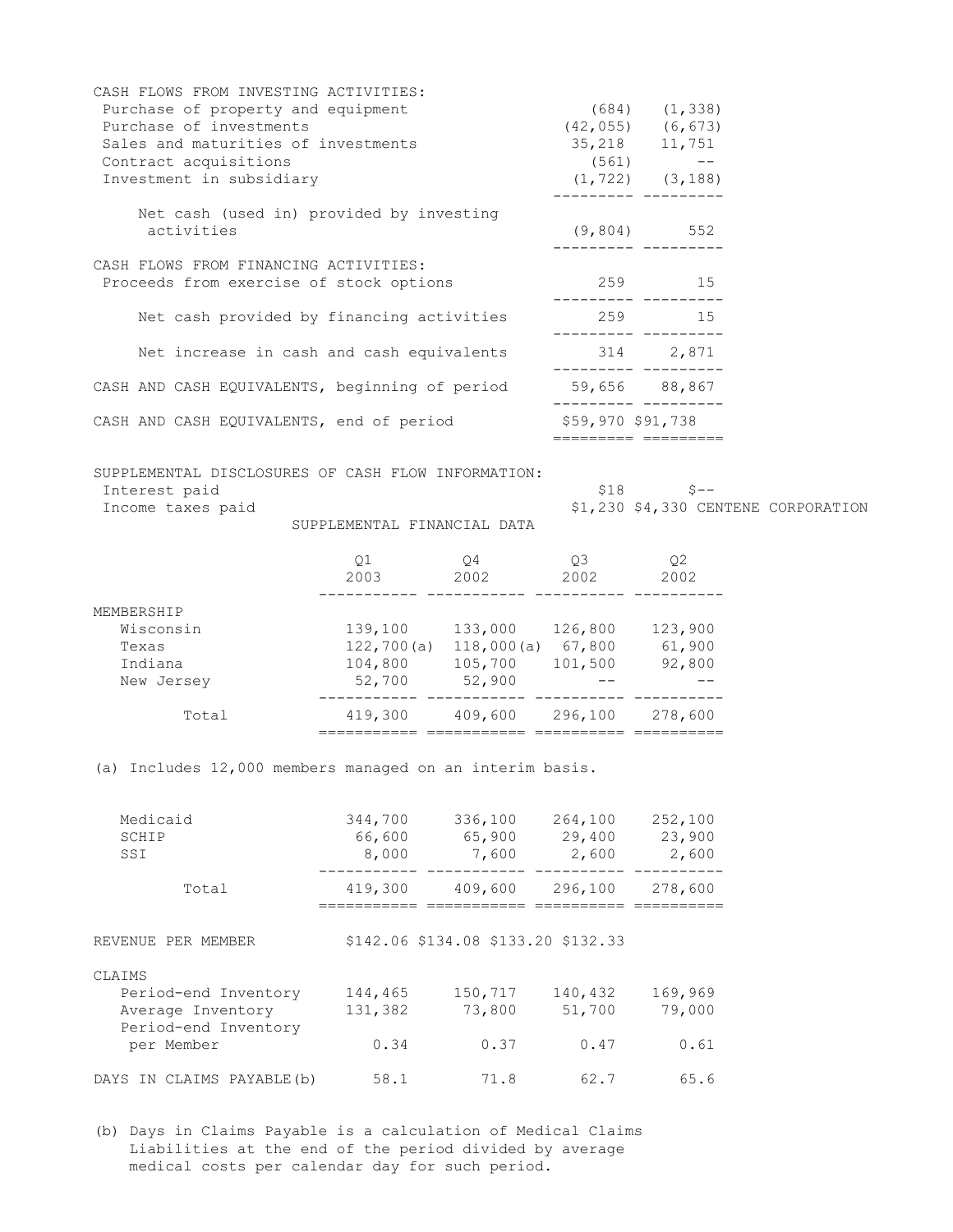| | | |
|---|---|---|
| CASH FLOWS FROM INVESTING ACTIVITIES: | | |
| Purchase of property and equipment | (684) | (1,338) |
| Purchase of investments | (42,055) | (6,673) |
| Sales and maturities of investments | 35,218 | 11,751 |
| Contract acquisitions | (561) | -- |
| Investment in subsidiary | (1,722) | (3,188) |
| Net cash (used in) provided by investing activities | (9,804) | 552 |
| CASH FLOWS FROM FINANCING ACTIVITIES: | | |
| Proceeds from exercise of stock options | 259 | 15 |
| Net cash provided by financing activities | 259 | 15 |
| Net increase in cash and cash equivalents | 314 | 2,871 |
| CASH AND CASH EQUIVALENTS, beginning of period | 59,656 | 88,867 |
| CASH AND CASH EQUIVALENTS, end of period | $59,970 | $91,738 |
| SUPPLEMENTAL DISCLOSURES OF CASH FLOW INFORMATION: | | |
| Interest paid | $18 | $-- |
| Income taxes paid | $1,230 | $4,330 |

CENTENE CORPORATION

SUPPLEMENTAL FINANCIAL DATA

| | Q1 2003 | Q4 2002 | Q3 2002 | Q2 2002 |
|---|---|---|---|---|
| MEMBERSHIP | | | | |
| Wisconsin | 139,100 | 133,000 | 126,800 | 123,900 |
| Texas | 122,700(a) | 118,000(a) | 67,800 | 61,900 |
| Indiana | 104,800 | 105,700 | 101,500 | 92,800 |
| New Jersey | 52,700 | 52,900 | -- | -- |
| Total | 419,300 | 409,600 | 296,100 | 278,600 |

(a) Includes 12,000 members managed on an interim basis.

| | Q1 2003 | Q4 2002 | Q3 2002 | Q2 2002 |
|---|---|---|---|---|
| Medicaid | 344,700 | 336,100 | 264,100 | 252,100 |
| SCHIP | 66,600 | 65,900 | 29,400 | 23,900 |
| SSI | 8,000 | 7,600 | 2,600 | 2,600 |
| Total | 419,300 | 409,600 | 296,100 | 278,600 |
| REVENUE PER MEMBER | $142.06 | $134.08 | $133.20 | $132.33 |
| CLAIMS | | | | |
| Period-end Inventory | 144,465 | 150,717 | 140,432 | 169,969 |
| Average Inventory | 131,382 | 73,800 | 51,700 | 79,000 |
| Period-end Inventory per Member | 0.34 | 0.37 | 0.47 | 0.61 |
| DAYS IN CLAIMS PAYABLE(b) | 58.1 | 71.8 | 62.7 | 65.6 |

(b) Days in Claims Payable is a calculation of Medical Claims Liabilities at the end of the period divided by average medical costs per calendar day for such period.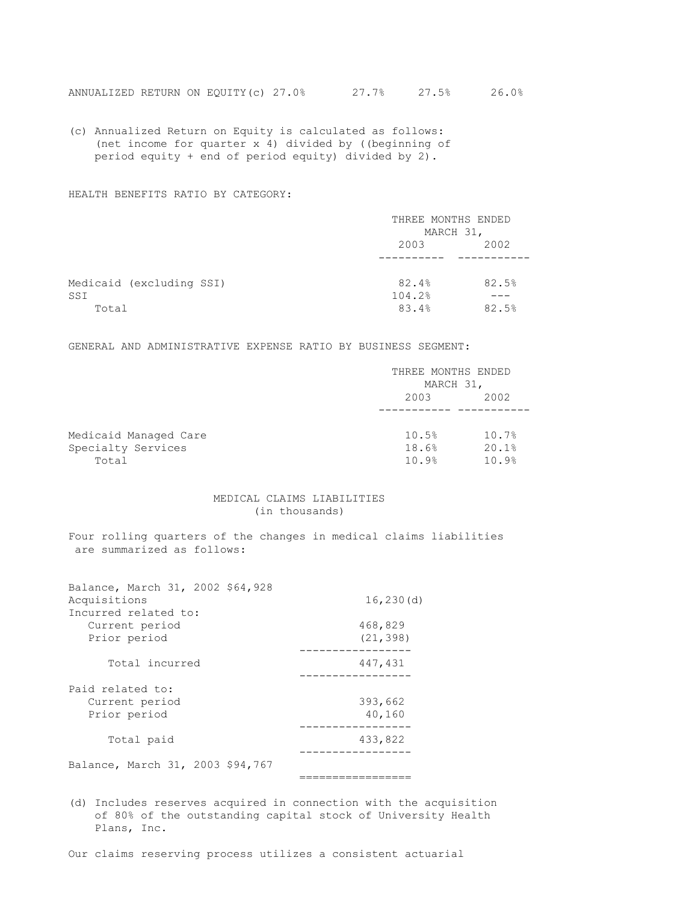| | | | | |
|---|---|---|---|---|
| ANNUALIZED RETURN ON EQUITY(c) | 27.0% | 27.7% | 27.5% | 26.0% |

(c) Annualized Return on Equity is calculated as follows: (net income for quarter x 4) divided by ((beginning of period equity + end of period equity) divided by 2).

HEALTH BENEFITS RATIO BY CATEGORY:

| | THREE MONTHS ENDED MARCH 31, | |
|---|---|---|
| | 2003 | 2002 |
| Medicaid (excluding SSI) | 82.4% | 82.5% |
| SSI | 104.2% | --- |
| Total | 83.4% | 82.5% |

GENERAL AND ADMINISTRATIVE EXPENSE RATIO BY BUSINESS SEGMENT:

| | THREE MONTHS ENDED MARCH 31, | |
|---|---|---|
| | 2003 | 2002 |
| Medicaid Managed Care | 10.5% | 10.7% |
| Specialty Services | 18.6% | 20.1% |
| Total | 10.9% | 10.9% |

## MEDICAL CLAIMS LIABILITIES
(in thousands)

Four rolling quarters of the changes in medical claims liabilities are summarized as follows:

| | |
|---|---|
| Balance, March 31, 2002 | $64,928 |
| Acquisitions | 16,230(d) |
| Incurred related to: | |
| Current period | 468,829 |
| Prior period | (21,398) |
| Total incurred | 447,431 |
| Paid related to: | |
| Current period | 393,662 |
| Prior period | 40,160 |
| Total paid | 433,822 |
| Balance, March 31, 2003 | $94,767 |

(d) Includes reserves acquired in connection with the acquisition of 80% of the outstanding capital stock of University Health Plans, Inc.

Our claims reserving process utilizes a consistent actuarial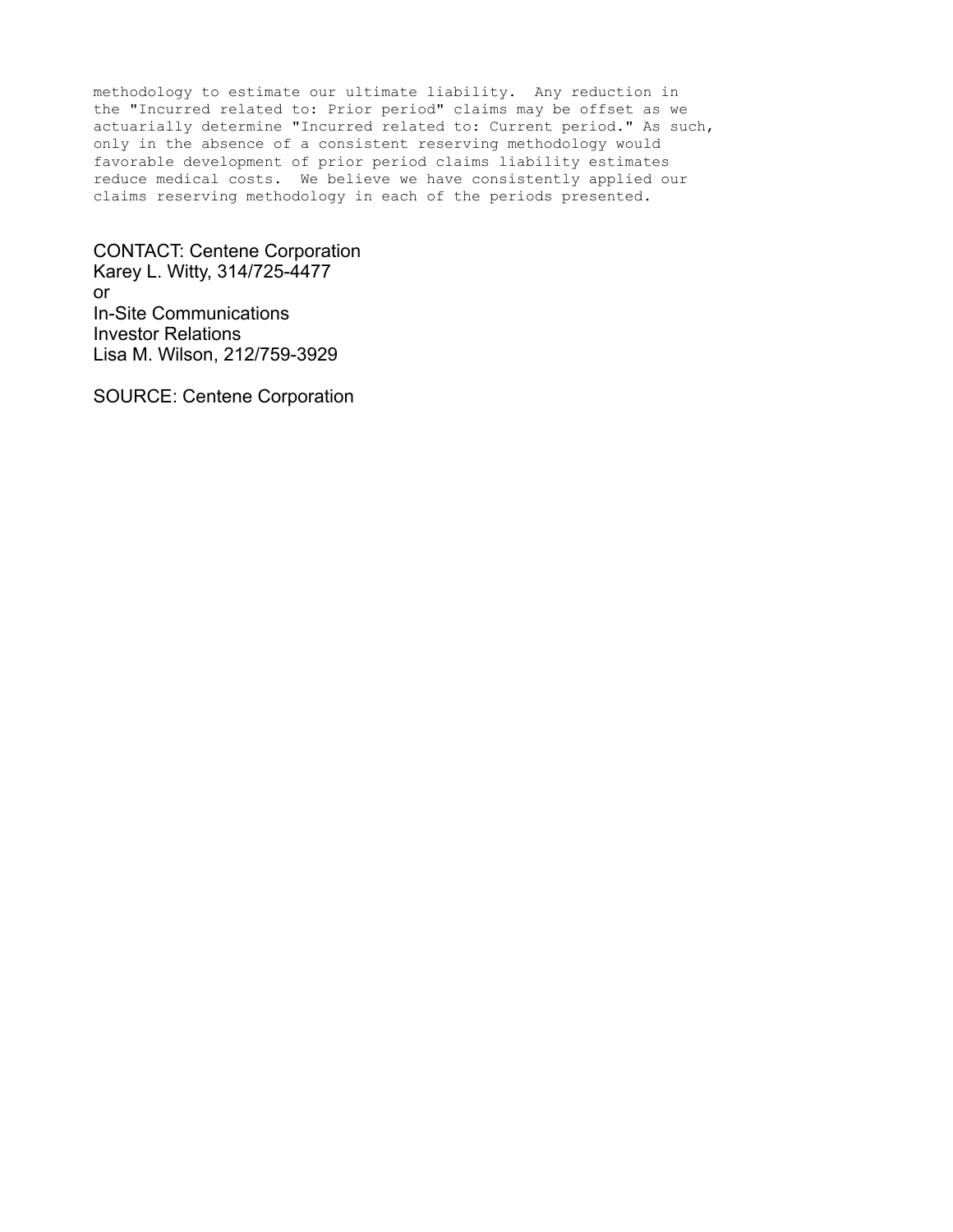methodology to estimate our ultimate liability. Any reduction in the "Incurred related to: Prior period" claims may be offset as we actuarially determine "Incurred related to: Current period." As such, only in the absence of a consistent reserving methodology would favorable development of prior period claims liability estimates reduce medical costs. We believe we have consistently applied our claims reserving methodology in each of the periods presented.

CONTACT: Centene Corporation
Karey L. Witty, 314/725-4477
or
In-Site Communications
Investor Relations
Lisa M. Wilson, 212/759-3929

SOURCE: Centene Corporation